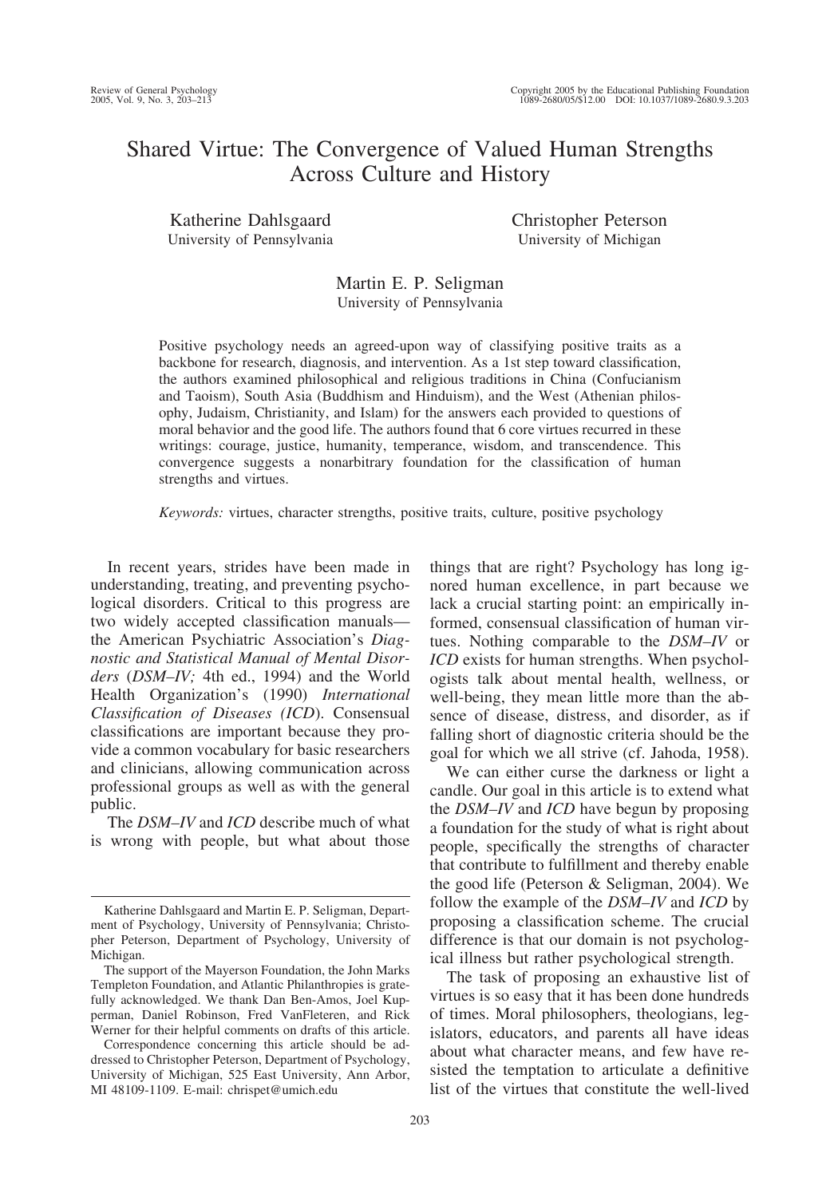# Shared Virtue: The Convergence of Valued Human Strengths Across Culture and History

Katherine Dahlsgaard
University of Pennsylvania

Christopher Peterson
University of Michigan

Martin E. P. Seligman
University of Pennsylvania

Positive psychology needs an agreed-upon way of classifying positive traits as a backbone for research, diagnosis, and intervention. As a 1st step toward classification, the authors examined philosophical and religious traditions in China (Confucianism and Taoism), South Asia (Buddhism and Hinduism), and the West (Athenian philosophy, Judaism, Christianity, and Islam) for the answers each provided to questions of moral behavior and the good life. The authors found that 6 core virtues recurred in these writings: courage, justice, humanity, temperance, wisdom, and transcendence. This convergence suggests a nonarbitrary foundation for the classification of human strengths and virtues.

*Keywords:* virtues, character strengths, positive traits, culture, positive psychology

In recent years, strides have been made in understanding, treating, and preventing psychological disorders. Critical to this progress are two widely accepted classification manuals—the American Psychiatric Association's *Diagnostic and Statistical Manual of Mental Disorders* (*DSM–IV;* 4th ed., 1994) and the World Health Organization's (1990) *International Classification of Diseases (ICD*). Consensual classifications are important because they provide a common vocabulary for basic researchers and clinicians, allowing communication across professional groups as well as with the general public.

The *DSM–IV* and *ICD* describe much of what is wrong with people, but what about those things that are right? Psychology has long ignored human excellence, in part because we lack a crucial starting point: an empirically informed, consensual classification of human virtues. Nothing comparable to the *DSM–IV* or *ICD* exists for human strengths. When psychologists talk about mental health, wellness, or well-being, they mean little more than the absence of disease, distress, and disorder, as if falling short of diagnostic criteria should be the goal for which we all strive (cf. Jahoda, 1958).

We can either curse the darkness or light a candle. Our goal in this article is to extend what the *DSM–IV* and *ICD* have begun by proposing a foundation for the study of what is right about people, specifically the strengths of character that contribute to fulfillment and thereby enable the good life (Peterson & Seligman, 2004). We follow the example of the *DSM–IV* and *ICD* by proposing a classification scheme. The crucial difference is that our domain is not psychological illness but rather psychological strength.

The task of proposing an exhaustive list of virtues is so easy that it has been done hundreds of times. Moral philosophers, theologians, legislators, educators, and parents all have ideas about what character means, and few have resisted the temptation to articulate a definitive list of the virtues that constitute the well-lived

---

Katherine Dahlsgaard and Martin E. P. Seligman, Department of Psychology, University of Pennsylvania; Christopher Peterson, Department of Psychology, University of Michigan.

The support of the Mayerson Foundation, the John Marks Templeton Foundation, and Atlantic Philanthropies is gratefully acknowledged. We thank Dan Ben-Amos, Joel Kupperman, Daniel Robinson, Fred VanFleteren, and Rick Werner for their helpful comments on drafts of this article.

Correspondence concerning this article should be addressed to Christopher Peterson, Department of Psychology, University of Michigan, 525 East University, Ann Arbor, MI 48109-1109. E-mail: chrispet@umich.edu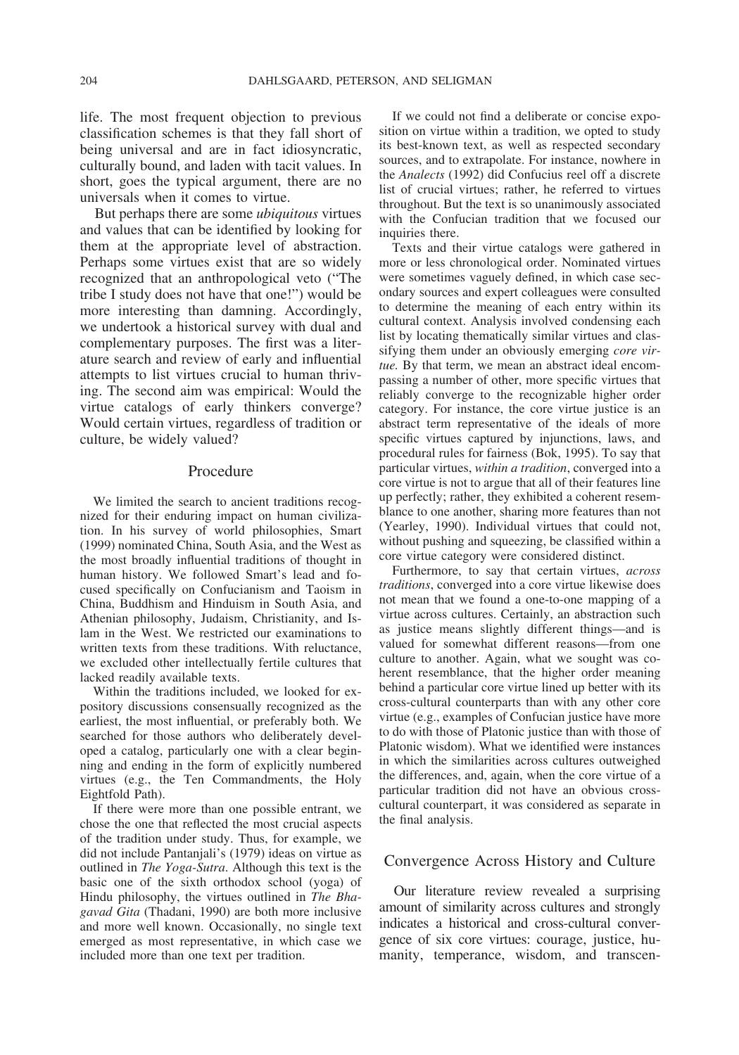life. The most frequent objection to previous classification schemes is that they fall short of being universal and are in fact idiosyncratic, culturally bound, and laden with tacit values. In short, goes the typical argument, there are no universals when it comes to virtue.

But perhaps there are some *ubiquitous* virtues and values that can be identified by looking for them at the appropriate level of abstraction. Perhaps some virtues exist that are so widely recognized that an anthropological veto ("The tribe I study does not have that one!") would be more interesting than damning. Accordingly, we undertook a historical survey with dual and complementary purposes. The first was a literature search and review of early and influential attempts to list virtues crucial to human thriving. The second aim was empirical: Would the virtue catalogs of early thinkers converge? Would certain virtues, regardless of tradition or culture, be widely valued?

## Procedure

We limited the search to ancient traditions recognized for their enduring impact on human civilization. In his survey of world philosophies, Smart (1999) nominated China, South Asia, and the West as the most broadly influential traditions of thought in human history. We followed Smart's lead and focused specifically on Confucianism and Taoism in China, Buddhism and Hinduism in South Asia, and Athenian philosophy, Judaism, Christianity, and Islam in the West. We restricted our examinations to written texts from these traditions. With reluctance, we excluded other intellectually fertile cultures that lacked readily available texts.

Within the traditions included, we looked for expository discussions consensually recognized as the earliest, the most influential, or preferably both. We searched for those authors who deliberately developed a catalog, particularly one with a clear beginning and ending in the form of explicitly numbered virtues (e.g., the Ten Commandments, the Holy Eightfold Path).

If there were more than one possible entrant, we chose the one that reflected the most crucial aspects of the tradition under study. Thus, for example, we did not include Pantanjali's (1979) ideas on virtue as outlined in *The Yoga-Sutra*. Although this text is the basic one of the sixth orthodox school (yoga) of Hindu philosophy, the virtues outlined in *The Bhagavad Gita* (Thadani, 1990) are both more inclusive and more well known. Occasionally, no single text emerged as most representative, in which case we included more than one text per tradition.

If we could not find a deliberate or concise exposition on virtue within a tradition, we opted to study its best-known text, as well as respected secondary sources, and to extrapolate. For instance, nowhere in the *Analects* (1992) did Confucius reel off a discrete list of crucial virtues; rather, he referred to virtues throughout. But the text is so unanimously associated with the Confucian tradition that we focused our inquiries there.

Texts and their virtue catalogs were gathered in more or less chronological order. Nominated virtues were sometimes vaguely defined, in which case secondary sources and expert colleagues were consulted to determine the meaning of each entry within its cultural context. Analysis involved condensing each list by locating thematically similar virtues and classifying them under an obviously emerging *core virtue.* By that term, we mean an abstract ideal encompassing a number of other, more specific virtues that reliably converge to the recognizable higher order category. For instance, the core virtue justice is an abstract term representative of the ideals of more specific virtues captured by injunctions, laws, and procedural rules for fairness (Bok, 1995). To say that particular virtues, *within a tradition*, converged into a core virtue is not to argue that all of their features line up perfectly; rather, they exhibited a coherent resemblance to one another, sharing more features than not (Yearley, 1990). Individual virtues that could not, without pushing and squeezing, be classified within a core virtue category were considered distinct.

Furthermore, to say that certain virtues, *across traditions*, converged into a core virtue likewise does not mean that we found a one-to-one mapping of a virtue across cultures. Certainly, an abstraction such as justice means slightly different things—and is valued for somewhat different reasons—from one culture to another. Again, what we sought was coherent resemblance, that the higher order meaning behind a particular core virtue lined up better with its cross-cultural counterparts than with any other core virtue (e.g., examples of Confucian justice have more to do with those of Platonic justice than with those of Platonic wisdom). What we identified were instances in which the similarities across cultures outweighed the differences, and, again, when the core virtue of a particular tradition did not have an obvious cross-cultural counterpart, it was considered as separate in the final analysis.

## Convergence Across History and Culture

Our literature review revealed a surprising amount of similarity across cultures and strongly indicates a historical and cross-cultural convergence of six core virtues: courage, justice, humanity, temperance, wisdom, and transcen-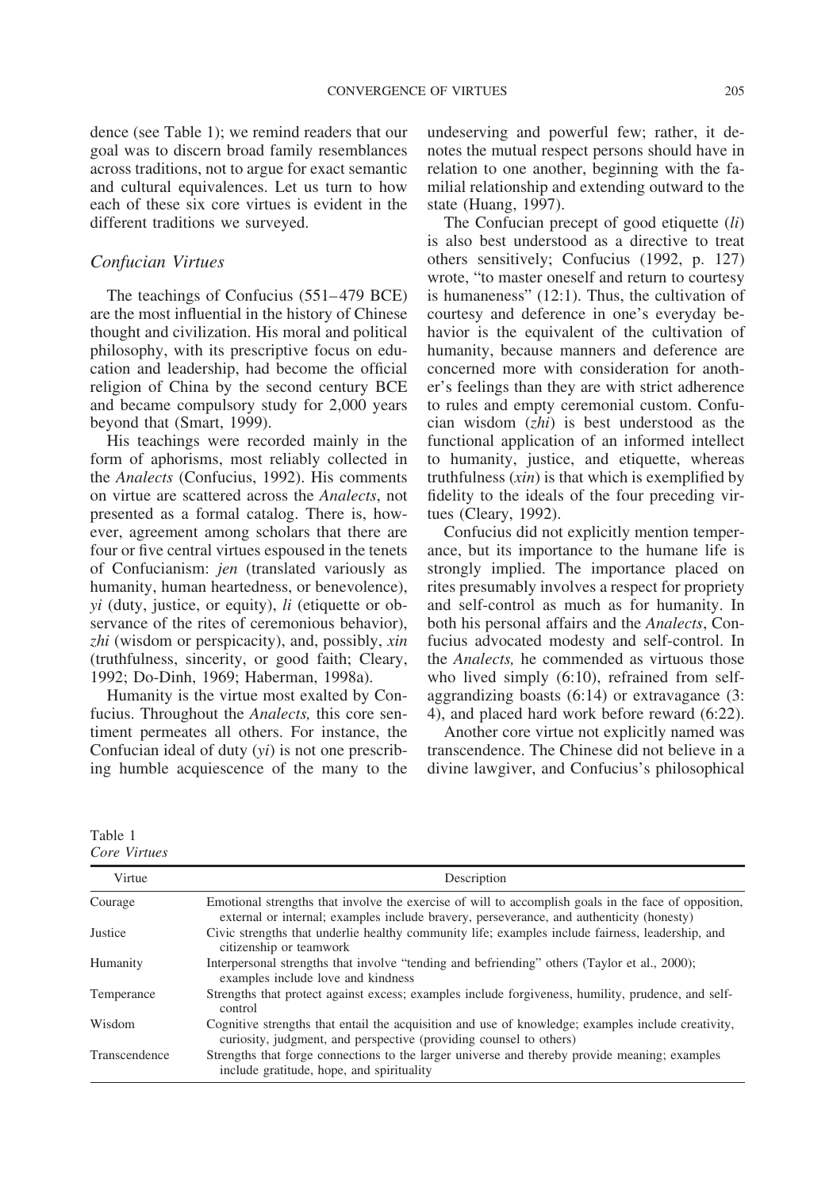dence (see Table 1); we remind readers that our goal was to discern broad family resemblances across traditions, not to argue for exact semantic and cultural equivalences. Let us turn to how each of these six core virtues is evident in the different traditions we surveyed.

### Confucian Virtues

The teachings of Confucius (551–479 BCE) are the most influential in the history of Chinese thought and civilization. His moral and political philosophy, with its prescriptive focus on education and leadership, had become the official religion of China by the second century BCE and became compulsory study for 2,000 years beyond that (Smart, 1999).

His teachings were recorded mainly in the form of aphorisms, most reliably collected in the *Analects* (Confucius, 1992). His comments on virtue are scattered across the *Analects*, not presented as a formal catalog. There is, however, agreement among scholars that there are four or five central virtues espoused in the tenets of Confucianism: *jen* (translated variously as humanity, human heartedness, or benevolence), *yi* (duty, justice, or equity), *li* (etiquette or observance of the rites of ceremonious behavior), *zhi* (wisdom or perspicacity), and, possibly, *xin* (truthfulness, sincerity, or good faith; Cleary, 1992; Do-Dinh, 1969; Haberman, 1998a).

Humanity is the virtue most exalted by Confucius. Throughout the *Analects,* this core sentiment permeates all others. For instance, the Confucian ideal of duty (*yi*) is not one prescribing humble acquiescence of the many to the undeserving and powerful few; rather, it denotes the mutual respect persons should have in relation to one another, beginning with the familial relationship and extending outward to the state (Huang, 1997).

The Confucian precept of good etiquette (*li*) is also best understood as a directive to treat others sensitively; Confucius (1992, p. 127) wrote, "to master oneself and return to courtesy is humaneness" (12:1). Thus, the cultivation of courtesy and deference in one's everyday behavior is the equivalent of the cultivation of humanity, because manners and deference are concerned more with consideration for another's feelings than they are with strict adherence to rules and empty ceremonial custom. Confucian wisdom (*zhi*) is best understood as the functional application of an informed intellect to humanity, justice, and etiquette, whereas truthfulness (*xin*) is that which is exemplified by fidelity to the ideals of the four preceding virtues (Cleary, 1992).

Confucius did not explicitly mention temperance, but its importance to the humane life is strongly implied. The importance placed on rites presumably involves a respect for propriety and self-control as much as for humanity. In both his personal affairs and the *Analects*, Confucius advocated modesty and self-control. In the *Analects,* he commended as virtuous those who lived simply (6:10), refrained from self-aggrandizing boasts (6:14) or extravagance (3:4), and placed hard work before reward (6:22).

Another core virtue not explicitly named was transcendence. The Chinese did not believe in a divine lawgiver, and Confucius's philosophical

Table 1
*Core Virtues*

| Virtue | Description |
|---|---|
| Courage | Emotional strengths that involve the exercise of will to accomplish goals in the face of opposition, external or internal; examples include bravery, perseverance, and authenticity (honesty) |
| Justice | Civic strengths that underlie healthy community life; examples include fairness, leadership, and citizenship or teamwork |
| Humanity | Interpersonal strengths that involve "tending and befriending" others (Taylor et al., 2000); examples include love and kindness |
| Temperance | Strengths that protect against excess; examples include forgiveness, humility, prudence, and self-control |
| Wisdom | Cognitive strengths that entail the acquisition and use of knowledge; examples include creativity, curiosity, judgment, and perspective (providing counsel to others) |
| Transcendence | Strengths that forge connections to the larger universe and thereby provide meaning; examples include gratitude, hope, and spirituality |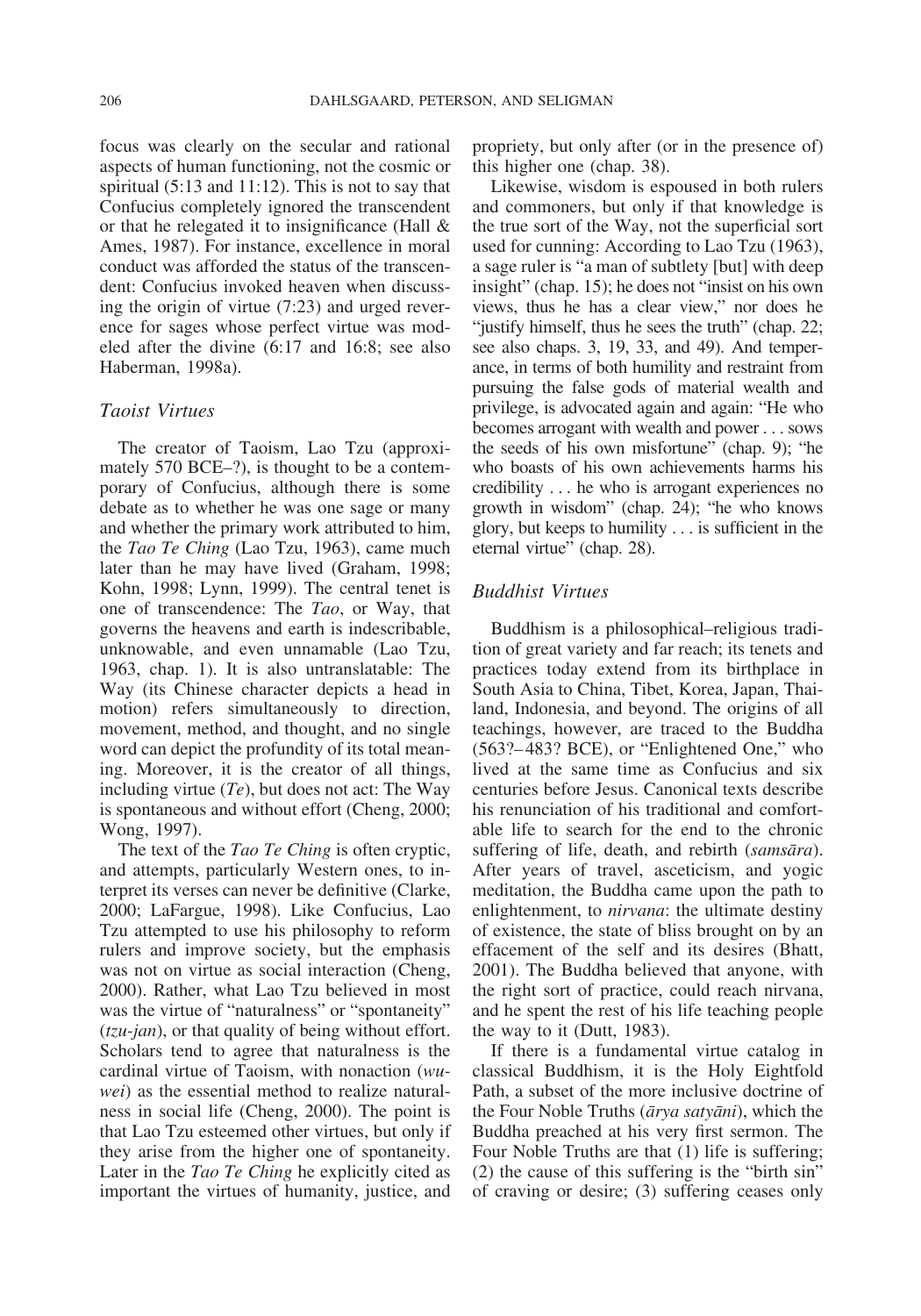focus was clearly on the secular and rational aspects of human functioning, not the cosmic or spiritual (5:13 and 11:12). This is not to say that Confucius completely ignored the transcendent or that he relegated it to insignificance (Hall & Ames, 1987). For instance, excellence in moral conduct was afforded the status of the transcendent: Confucius invoked heaven when discussing the origin of virtue (7:23) and urged reverence for sages whose perfect virtue was modeled after the divine (6:17 and 16:8; see also Haberman, 1998a).

### *Taoist Virtues*

The creator of Taoism, Lao Tzu (approximately 570 BCE–?), is thought to be a contemporary of Confucius, although there is some debate as to whether he was one sage or many and whether the primary work attributed to him, the *Tao Te Ching* (Lao Tzu, 1963), came much later than he may have lived (Graham, 1998; Kohn, 1998; Lynn, 1999). The central tenet is one of transcendence: The *Tao*, or Way, that governs the heavens and earth is indescribable, unknowable, and even unnamable (Lao Tzu, 1963, chap. 1). It is also untranslatable: The Way (its Chinese character depicts a head in motion) refers simultaneously to direction, movement, method, and thought, and no single word can depict the profundity of its total meaning. Moreover, it is the creator of all things, including virtue (*Te*), but does not act: The Way is spontaneous and without effort (Cheng, 2000; Wong, 1997).

The text of the *Tao Te Ching* is often cryptic, and attempts, particularly Western ones, to interpret its verses can never be definitive (Clarke, 2000; LaFargue, 1998). Like Confucius, Lao Tzu attempted to use his philosophy to reform rulers and improve society, but the emphasis was not on virtue as social interaction (Cheng, 2000). Rather, what Lao Tzu believed in most was the virtue of "naturalness" or "spontaneity" (*tzu-jan*), or that quality of being without effort. Scholars tend to agree that naturalness is the cardinal virtue of Taoism, with nonaction (*wu-wei*) as the essential method to realize naturalness in social life (Cheng, 2000). The point is that Lao Tzu esteemed other virtues, but only if they arise from the higher one of spontaneity. Later in the *Tao Te Ching* he explicitly cited as important the virtues of humanity, justice, and propriety, but only after (or in the presence of) this higher one (chap. 38).

Likewise, wisdom is espoused in both rulers and commoners, but only if that knowledge is the true sort of the Way, not the superficial sort used for cunning: According to Lao Tzu (1963), a sage ruler is "a man of subtlety [but] with deep insight" (chap. 15); he does not "insist on his own views, thus he has a clear view," nor does he "justify himself, thus he sees the truth" (chap. 22; see also chaps. 3, 19, 33, and 49). And temperance, in terms of both humility and restraint from pursuing the false gods of material wealth and privilege, is advocated again and again: "He who becomes arrogant with wealth and power . . . sows the seeds of his own misfortune" (chap. 9); "he who boasts of his own achievements harms his credibility . . . he who is arrogant experiences no growth in wisdom" (chap. 24); "he who knows glory, but keeps to humility . . . is sufficient in the eternal virtue" (chap. 28).

### *Buddhist Virtues*

Buddhism is a philosophical–religious tradition of great variety and far reach; its tenets and practices today extend from its birthplace in South Asia to China, Tibet, Korea, Japan, Thailand, Indonesia, and beyond. The origins of all teachings, however, are traced to the Buddha (563?–483? BCE), or "Enlightened One," who lived at the same time as Confucius and six centuries before Jesus. Canonical texts describe his renunciation of his traditional and comfortable life to search for the end to the chronic suffering of life, death, and rebirth (*samsāra*). After years of travel, asceticism, and yogic meditation, the Buddha came upon the path to enlightenment, to *nirvana*: the ultimate destiny of existence, the state of bliss brought on by an effacement of the self and its desires (Bhatt, 2001). The Buddha believed that anyone, with the right sort of practice, could reach nirvana, and he spent the rest of his life teaching people the way to it (Dutt, 1983).

If there is a fundamental virtue catalog in classical Buddhism, it is the Holy Eightfold Path, a subset of the more inclusive doctrine of the Four Noble Truths (*ārya satyāni*), which the Buddha preached at his very first sermon. The Four Noble Truths are that (1) life is suffering; (2) the cause of this suffering is the "birth sin" of craving or desire; (3) suffering ceases only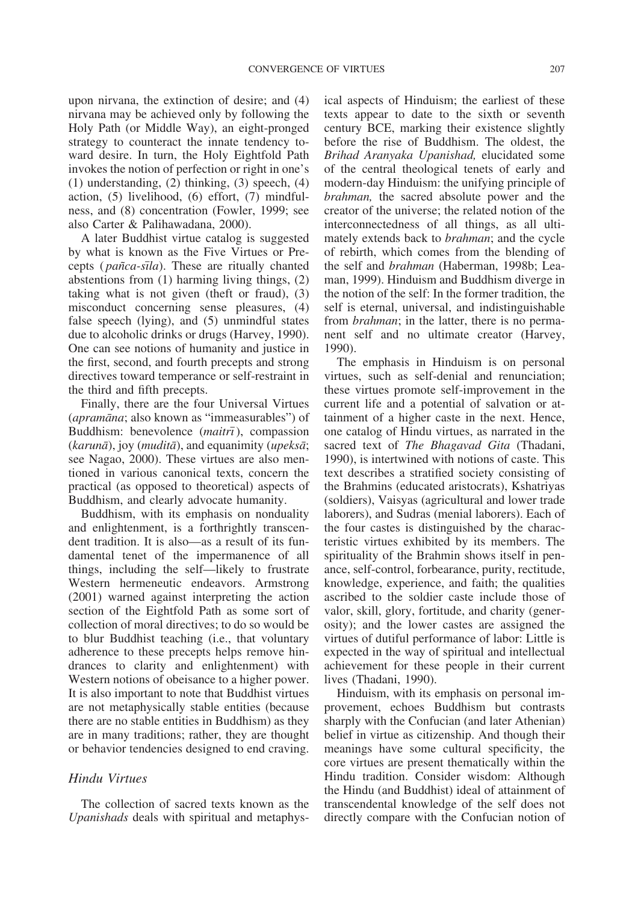upon nirvana, the extinction of desire; and (4) nirvana may be achieved only by following the Holy Path (or Middle Way), an eight-pronged strategy to counteract the innate tendency toward desire. In turn, the Holy Eightfold Path invokes the notion of perfection or right in one's (1) understanding, (2) thinking, (3) speech, (4) action, (5) livelihood, (6) effort, (7) mindfulness, and (8) concentration (Fowler, 1999; see also Carter & Palihawadana, 2000).

A later Buddhist virtue catalog is suggested by what is known as the Five Virtues or Precepts (*pañca-sīla*). These are ritually chanted abstentions from (1) harming living things, (2) taking what is not given (theft or fraud), (3) misconduct concerning sense pleasures, (4) false speech (lying), and (5) unmindful states due to alcoholic drinks or drugs (Harvey, 1990). One can see notions of humanity and justice in the first, second, and fourth precepts and strong directives toward temperance or self-restraint in the third and fifth precepts.

Finally, there are the four Universal Virtues (*apramāna*; also known as "immeasurables") of Buddhism: benevolence (*maitrī*), compassion (*karunā*), joy (*muditā*), and equanimity (*upeksā*; see Nagao, 2000). These virtues are also mentioned in various canonical texts, concern the practical (as opposed to theoretical) aspects of Buddhism, and clearly advocate humanity.

Buddhism, with its emphasis on nonduality and enlightenment, is a forthrightly transcendent tradition. It is also—as a result of its fundamental tenet of the impermanence of all things, including the self—likely to frustrate Western hermeneutic endeavors. Armstrong (2001) warned against interpreting the action section of the Eightfold Path as some sort of collection of moral directives; to do so would be to blur Buddhist teaching (i.e., that voluntary adherence to these precepts helps remove hindrances to clarity and enlightenment) with Western notions of obeisance to a higher power. It is also important to note that Buddhist virtues are not metaphysically stable entities (because there are no stable entities in Buddhism) as they are in many traditions; rather, they are thought or behavior tendencies designed to end craving.

### Hindu Virtues

The collection of sacred texts known as the *Upanishads* deals with spiritual and metaphysical aspects of Hinduism; the earliest of these texts appear to date to the sixth or seventh century BCE, marking their existence slightly before the rise of Buddhism. The oldest, the *Brihad Aranyaka Upanishad,* elucidated some of the central theological tenets of early and modern-day Hinduism: the unifying principle of *brahman,* the sacred absolute power and the creator of the universe; the related notion of the interconnectedness of all things, as all ultimately extends back to *brahman*; and the cycle of rebirth, which comes from the blending of the self and *brahman* (Haberman, 1998b; Leaman, 1999). Hinduism and Buddhism diverge in the notion of the self: In the former tradition, the self is eternal, universal, and indistinguishable from *brahman*; in the latter, there is no permanent self and no ultimate creator (Harvey, 1990).

The emphasis in Hinduism is on personal virtues, such as self-denial and renunciation; these virtues promote self-improvement in the current life and a potential of salvation or attainment of a higher caste in the next. Hence, one catalog of Hindu virtues, as narrated in the sacred text of *The Bhagavad Gita* (Thadani, 1990), is intertwined with notions of caste. This text describes a stratified society consisting of the Brahmins (educated aristocrats), Kshatriyas (soldiers), Vaisyas (agricultural and lower trade laborers), and Sudras (menial laborers). Each of the four castes is distinguished by the characteristic virtues exhibited by its members. The spirituality of the Brahmin shows itself in penance, self-control, forbearance, purity, rectitude, knowledge, experience, and faith; the qualities ascribed to the soldier caste include those of valor, skill, glory, fortitude, and charity (generosity); and the lower castes are assigned the virtues of dutiful performance of labor: Little is expected in the way of spiritual and intellectual achievement for these people in their current lives (Thadani, 1990).

Hinduism, with its emphasis on personal improvement, echoes Buddhism but contrasts sharply with the Confucian (and later Athenian) belief in virtue as citizenship. And though their meanings have some cultural specificity, the core virtues are present thematically within the Hindu tradition. Consider wisdom: Although the Hindu (and Buddhist) ideal of attainment of transcendental knowledge of the self does not directly compare with the Confucian notion of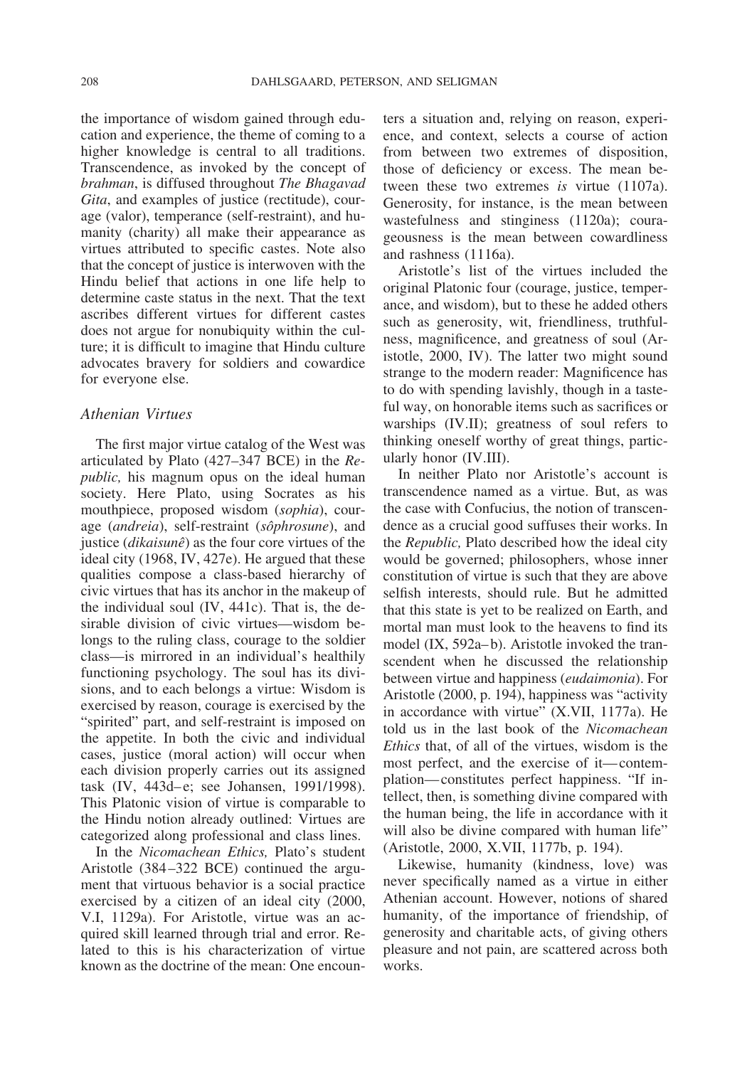the importance of wisdom gained through education and experience, the theme of coming to a higher knowledge is central to all traditions. Transcendence, as invoked by the concept of *brahman*, is diffused throughout *The Bhagavad Gita*, and examples of justice (rectitude), courage (valor), temperance (self-restraint), and humanity (charity) all make their appearance as virtues attributed to specific castes. Note also that the concept of justice is interwoven with the Hindu belief that actions in one life help to determine caste status in the next. That the text ascribes different virtues for different castes does not argue for nonubiquity within the culture; it is difficult to imagine that Hindu culture advocates bravery for soldiers and cowardice for everyone else.

### Athenian Virtues

The first major virtue catalog of the West was articulated by Plato (427–347 BCE) in the *Republic,* his magnum opus on the ideal human society. Here Plato, using Socrates as his mouthpiece, proposed wisdom (*sophia*), courage (*andreia*), self-restraint (*sôphrosune*), and justice (*dikaisunê*) as the four core virtues of the ideal city (1968, IV, 427e). He argued that these qualities compose a class-based hierarchy of civic virtues that has its anchor in the makeup of the individual soul (IV, 441c). That is, the desirable division of civic virtues—wisdom belongs to the ruling class, courage to the soldier class—is mirrored in an individual's healthily functioning psychology. The soul has its divisions, and to each belongs a virtue: Wisdom is exercised by reason, courage is exercised by the "spirited" part, and self-restraint is imposed on the appetite. In both the civic and individual cases, justice (moral action) will occur when each division properly carries out its assigned task (IV, 443d–e; see Johansen, 1991/1998). This Platonic vision of virtue is comparable to the Hindu notion already outlined: Virtues are categorized along professional and class lines.

In the *Nicomachean Ethics,* Plato's student Aristotle (384–322 BCE) continued the argument that virtuous behavior is a social practice exercised by a citizen of an ideal city (2000, V.I, 1129a). For Aristotle, virtue was an acquired skill learned through trial and error. Related to this is his characterization of virtue known as the doctrine of the mean: One encounters a situation and, relying on reason, experience, and context, selects a course of action from between two extremes of disposition, those of deficiency or excess. The mean between these two extremes *is* virtue (1107a). Generosity, for instance, is the mean between wastefulness and stinginess (1120a); courageousness is the mean between cowardliness and rashness (1116a).

Aristotle's list of the virtues included the original Platonic four (courage, justice, temperance, and wisdom), but to these he added others such as generosity, wit, friendliness, truthfulness, magnificence, and greatness of soul (Aristotle, 2000, IV). The latter two might sound strange to the modern reader: Magnificence has to do with spending lavishly, though in a tasteful way, on honorable items such as sacrifices or warships (IV.II); greatness of soul refers to thinking oneself worthy of great things, particularly honor (IV.III).

In neither Plato nor Aristotle's account is transcendence named as a virtue. But, as was the case with Confucius, the notion of transcendence as a crucial good suffuses their works. In the *Republic,* Plato described how the ideal city would be governed; philosophers, whose inner constitution of virtue is such that they are above selfish interests, should rule. But he admitted that this state is yet to be realized on Earth, and mortal man must look to the heavens to find its model (IX, 592a–b). Aristotle invoked the transcendent when he discussed the relationship between virtue and happiness (*eudaimonia*). For Aristotle (2000, p. 194), happiness was "activity in accordance with virtue" (X.VII, 1177a). He told us in the last book of the *Nicomachean Ethics* that, of all of the virtues, wisdom is the most perfect, and the exercise of it—contemplation—constitutes perfect happiness. "If intellect, then, is something divine compared with the human being, the life in accordance with it will also be divine compared with human life" (Aristotle, 2000, X.VII, 1177b, p. 194).

Likewise, humanity (kindness, love) was never specifically named as a virtue in either Athenian account. However, notions of shared humanity, of the importance of friendship, of generosity and charitable acts, of giving others pleasure and not pain, are scattered across both works.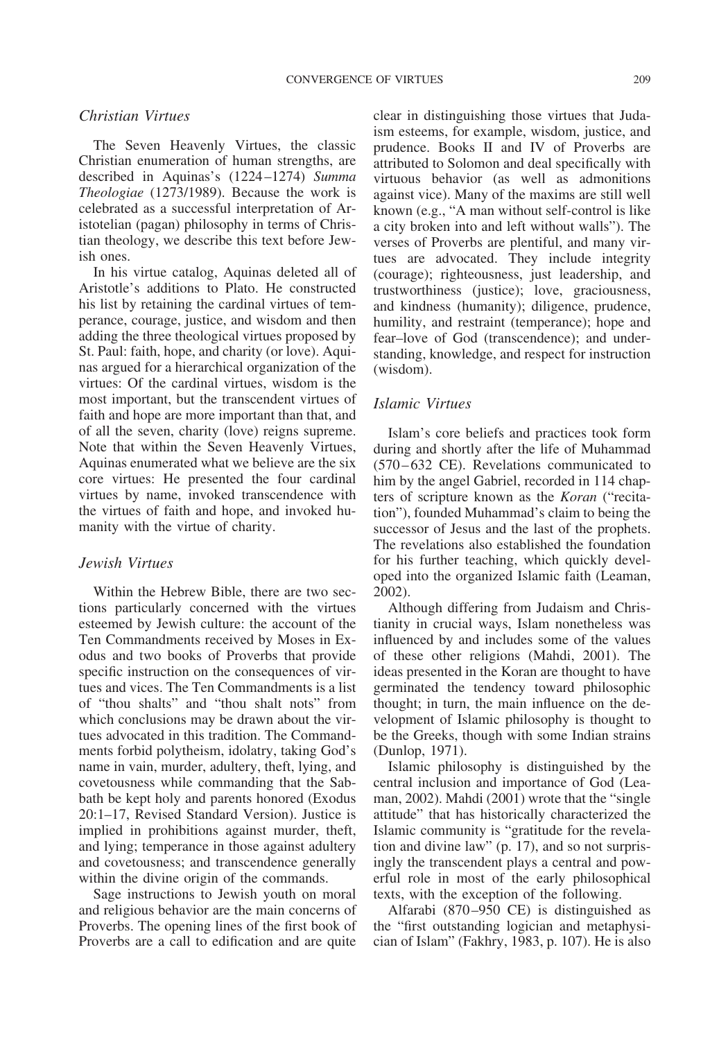### *Christian Virtues*

The Seven Heavenly Virtues, the classic Christian enumeration of human strengths, are described in Aquinas's (1224–1274) *Summa Theologiae* (1273/1989). Because the work is celebrated as a successful interpretation of Aristotelian (pagan) philosophy in terms of Christian theology, we describe this text before Jewish ones.

In his virtue catalog, Aquinas deleted all of Aristotle's additions to Plato. He constructed his list by retaining the cardinal virtues of temperance, courage, justice, and wisdom and then adding the three theological virtues proposed by St. Paul: faith, hope, and charity (or love). Aquinas argued for a hierarchical organization of the virtues: Of the cardinal virtues, wisdom is the most important, but the transcendent virtues of faith and hope are more important than that, and of all the seven, charity (love) reigns supreme. Note that within the Seven Heavenly Virtues, Aquinas enumerated what we believe are the six core virtues: He presented the four cardinal virtues by name, invoked transcendence with the virtues of faith and hope, and invoked humanity with the virtue of charity.

### *Jewish Virtues*

Within the Hebrew Bible, there are two sections particularly concerned with the virtues esteemed by Jewish culture: the account of the Ten Commandments received by Moses in Exodus and two books of Proverbs that provide specific instruction on the consequences of virtues and vices. The Ten Commandments is a list of "thou shalts" and "thou shalt nots" from which conclusions may be drawn about the virtues advocated in this tradition. The Commandments forbid polytheism, idolatry, taking God's name in vain, murder, adultery, theft, lying, and covetousness while commanding that the Sabbath be kept holy and parents honored (Exodus 20:1–17, Revised Standard Version). Justice is implied in prohibitions against murder, theft, and lying; temperance in those against adultery and covetousness; and transcendence generally within the divine origin of the commands.

Sage instructions to Jewish youth on moral and religious behavior are the main concerns of Proverbs. The opening lines of the first book of Proverbs are a call to edification and are quite clear in distinguishing those virtues that Judaism esteems, for example, wisdom, justice, and prudence. Books II and IV of Proverbs are attributed to Solomon and deal specifically with virtuous behavior (as well as admonitions against vice). Many of the maxims are still well known (e.g., "A man without self-control is like a city broken into and left without walls"). The verses of Proverbs are plentiful, and many virtues are advocated. They include integrity (courage); righteousness, just leadership, and trustworthiness (justice); love, graciousness, and kindness (humanity); diligence, prudence, humility, and restraint (temperance); hope and fear–love of God (transcendence); and understanding, knowledge, and respect for instruction (wisdom).

### *Islamic Virtues*

Islam's core beliefs and practices took form during and shortly after the life of Muhammad (570–632 CE). Revelations communicated to him by the angel Gabriel, recorded in 114 chapters of scripture known as the *Koran* ("recitation"), founded Muhammad's claim to being the successor of Jesus and the last of the prophets. The revelations also established the foundation for his further teaching, which quickly developed into the organized Islamic faith (Leaman, 2002).

Although differing from Judaism and Christianity in crucial ways, Islam nonetheless was influenced by and includes some of the values of these other religions (Mahdi, 2001). The ideas presented in the Koran are thought to have germinated the tendency toward philosophic thought; in turn, the main influence on the development of Islamic philosophy is thought to be the Greeks, though with some Indian strains (Dunlop, 1971).

Islamic philosophy is distinguished by the central inclusion and importance of God (Leaman, 2002). Mahdi (2001) wrote that the "single attitude" that has historically characterized the Islamic community is "gratitude for the revelation and divine law" (p. 17), and so not surprisingly the transcendent plays a central and powerful role in most of the early philosophical texts, with the exception of the following.

Alfarabi (870–950 CE) is distinguished as the "first outstanding logician and metaphysician of Islam" (Fakhry, 1983, p. 107). He is also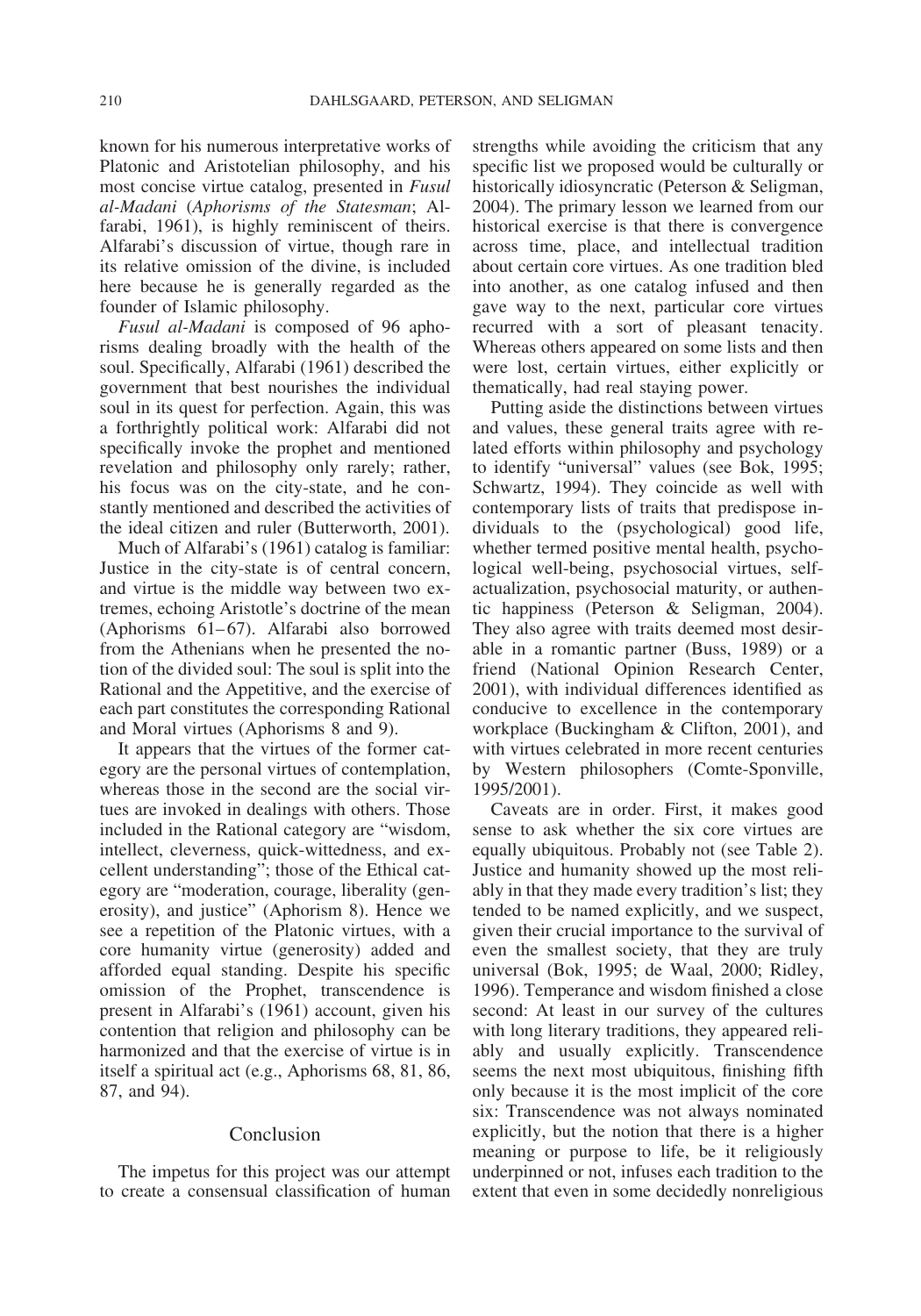known for his numerous interpretative works of Platonic and Aristotelian philosophy, and his most concise virtue catalog, presented in *Fusul al-Madani* (*Aphorisms of the Statesman*; Alfarabi, 1961), is highly reminiscent of theirs. Alfarabi's discussion of virtue, though rare in its relative omission of the divine, is included here because he is generally regarded as the founder of Islamic philosophy.

*Fusul al-Madani* is composed of 96 aphorisms dealing broadly with the health of the soul. Specifically, Alfarabi (1961) described the government that best nourishes the individual soul in its quest for perfection. Again, this was a forthrightly political work: Alfarabi did not specifically invoke the prophet and mentioned revelation and philosophy only rarely; rather, his focus was on the city-state, and he constantly mentioned and described the activities of the ideal citizen and ruler (Butterworth, 2001).

Much of Alfarabi's (1961) catalog is familiar: Justice in the city-state is of central concern, and virtue is the middle way between two extremes, echoing Aristotle's doctrine of the mean (Aphorisms 61–67). Alfarabi also borrowed from the Athenians when he presented the notion of the divided soul: The soul is split into the Rational and the Appetitive, and the exercise of each part constitutes the corresponding Rational and Moral virtues (Aphorisms 8 and 9).

It appears that the virtues of the former category are the personal virtues of contemplation, whereas those in the second are the social virtues are invoked in dealings with others. Those included in the Rational category are "wisdom, intellect, cleverness, quick-wittedness, and excellent understanding"; those of the Ethical category are "moderation, courage, liberality (generosity), and justice" (Aphorism 8). Hence we see a repetition of the Platonic virtues, with a core humanity virtue (generosity) added and afforded equal standing. Despite his specific omission of the Prophet, transcendence is present in Alfarabi's (1961) account, given his contention that religion and philosophy can be harmonized and that the exercise of virtue is in itself a spiritual act (e.g., Aphorisms 68, 81, 86, 87, and 94).

## Conclusion

The impetus for this project was our attempt to create a consensual classification of human strengths while avoiding the criticism that any specific list we proposed would be culturally or historically idiosyncratic (Peterson & Seligman, 2004). The primary lesson we learned from our historical exercise is that there is convergence across time, place, and intellectual tradition about certain core virtues. As one tradition bled into another, as one catalog infused and then gave way to the next, particular core virtues recurred with a sort of pleasant tenacity. Whereas others appeared on some lists and then were lost, certain virtues, either explicitly or thematically, had real staying power.

Putting aside the distinctions between virtues and values, these general traits agree with related efforts within philosophy and psychology to identify "universal" values (see Bok, 1995; Schwartz, 1994). They coincide as well with contemporary lists of traits that predispose individuals to the (psychological) good life, whether termed positive mental health, psychological well-being, psychosocial virtues, self-actualization, psychosocial maturity, or authentic happiness (Peterson & Seligman, 2004). They also agree with traits deemed most desirable in a romantic partner (Buss, 1989) or a friend (National Opinion Research Center, 2001), with individual differences identified as conducive to excellence in the contemporary workplace (Buckingham & Clifton, 2001), and with virtues celebrated in more recent centuries by Western philosophers (Comte-Sponville, 1995/2001).

Caveats are in order. First, it makes good sense to ask whether the six core virtues are equally ubiquitous. Probably not (see Table 2). Justice and humanity showed up the most reliably in that they made every tradition's list; they tended to be named explicitly, and we suspect, given their crucial importance to the survival of even the smallest society, that they are truly universal (Bok, 1995; de Waal, 2000; Ridley, 1996). Temperance and wisdom finished a close second: At least in our survey of the cultures with long literary traditions, they appeared reliably and usually explicitly. Transcendence seems the next most ubiquitous, finishing fifth only because it is the most implicit of the core six: Transcendence was not always nominated explicitly, but the notion that there is a higher meaning or purpose to life, be it religiously underpinned or not, infuses each tradition to the extent that even in some decidedly nonreligious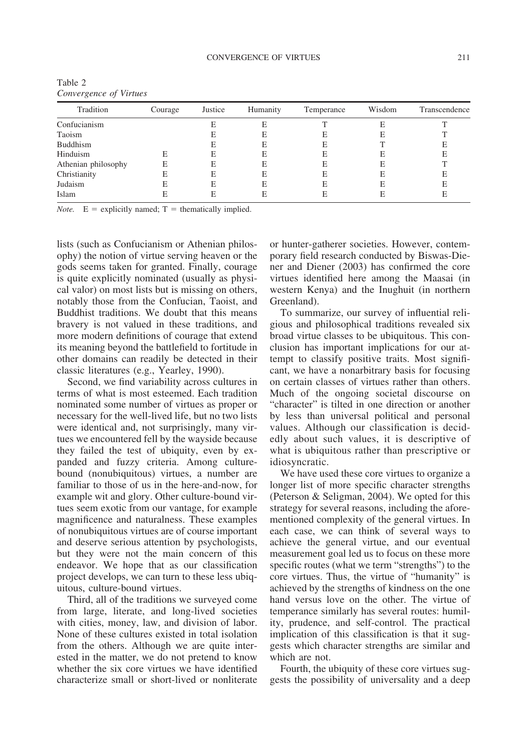Table 2
*Convergence of Virtues*

| Tradition | Courage | Justice | Humanity | Temperance | Wisdom | Transcendence |
|---|---|---|---|---|---|---|
| Confucianism | | E | E | T | E | T |
| Taoism | | E | E | E | E | T |
| Buddhism | | E | E | E | T | E |
| Hinduism | E | E | E | E | E | E |
| Athenian philosophy | E | E | E | E | E | T |
| Christianity | E | E | E | E | E | E |
| Judaism | E | E | E | E | E | E |
| Islam | E | E | E | E | E | E |

*Note.* E = explicitly named; T = thematically implied.

lists (such as Confucianism or Athenian philosophy) the notion of virtue serving heaven or the gods seems taken for granted. Finally, courage is quite explicitly nominated (usually as physical valor) on most lists but is missing on others, notably those from the Confucian, Taoist, and Buddhist traditions. We doubt that this means bravery is not valued in these traditions, and more modern definitions of courage that extend its meaning beyond the battlefield to fortitude in other domains can readily be detected in their classic literatures (e.g., Yearley, 1990).

Second, we find variability across cultures in terms of what is most esteemed. Each tradition nominated some number of virtues as proper or necessary for the well-lived life, but no two lists were identical and, not surprisingly, many virtues we encountered fell by the wayside because they failed the test of ubiquity, even by expanded and fuzzy criteria. Among culture-bound (nonubiquitous) virtues, a number are familiar to those of us in the here-and-now, for example wit and glory. Other culture-bound virtues seem exotic from our vantage, for example magnificence and naturalness. These examples of nonubiquitous virtues are of course important and deserve serious attention by psychologists, but they were not the main concern of this endeavor. We hope that as our classification project develops, we can turn to these less ubiquitous, culture-bound virtues.

Third, all of the traditions we surveyed come from large, literate, and long-lived societies with cities, money, law, and division of labor. None of these cultures existed in total isolation from the others. Although we are quite interested in the matter, we do not pretend to know whether the six core virtues we have identified characterize small or short-lived or nonliterate or hunter-gatherer societies. However, contemporary field research conducted by Biswas-Diener and Diener (2003) has confirmed the core virtues identified here among the Maasai (in western Kenya) and the Inughuit (in northern Greenland).

To summarize, our survey of influential religious and philosophical traditions revealed six broad virtue classes to be ubiquitous. This conclusion has important implications for our attempt to classify positive traits. Most significant, we have a nonarbitrary basis for focusing on certain classes of virtues rather than others. Much of the ongoing societal discourse on "character" is tilted in one direction or another by less than universal political and personal values. Although our classification is decidedly about such values, it is descriptive of what is ubiquitous rather than prescriptive or idiosyncratic.

We have used these core virtues to organize a longer list of more specific character strengths (Peterson & Seligman, 2004). We opted for this strategy for several reasons, including the aforementioned complexity of the general virtues. In each case, we can think of several ways to achieve the general virtue, and our eventual measurement goal led us to focus on these more specific routes (what we term "strengths") to the core virtues. Thus, the virtue of "humanity" is achieved by the strengths of kindness on the one hand versus love on the other. The virtue of temperance similarly has several routes: humility, prudence, and self-control. The practical implication of this classification is that it suggests which character strengths are similar and which are not.

Fourth, the ubiquity of these core virtues suggests the possibility of universality and a deep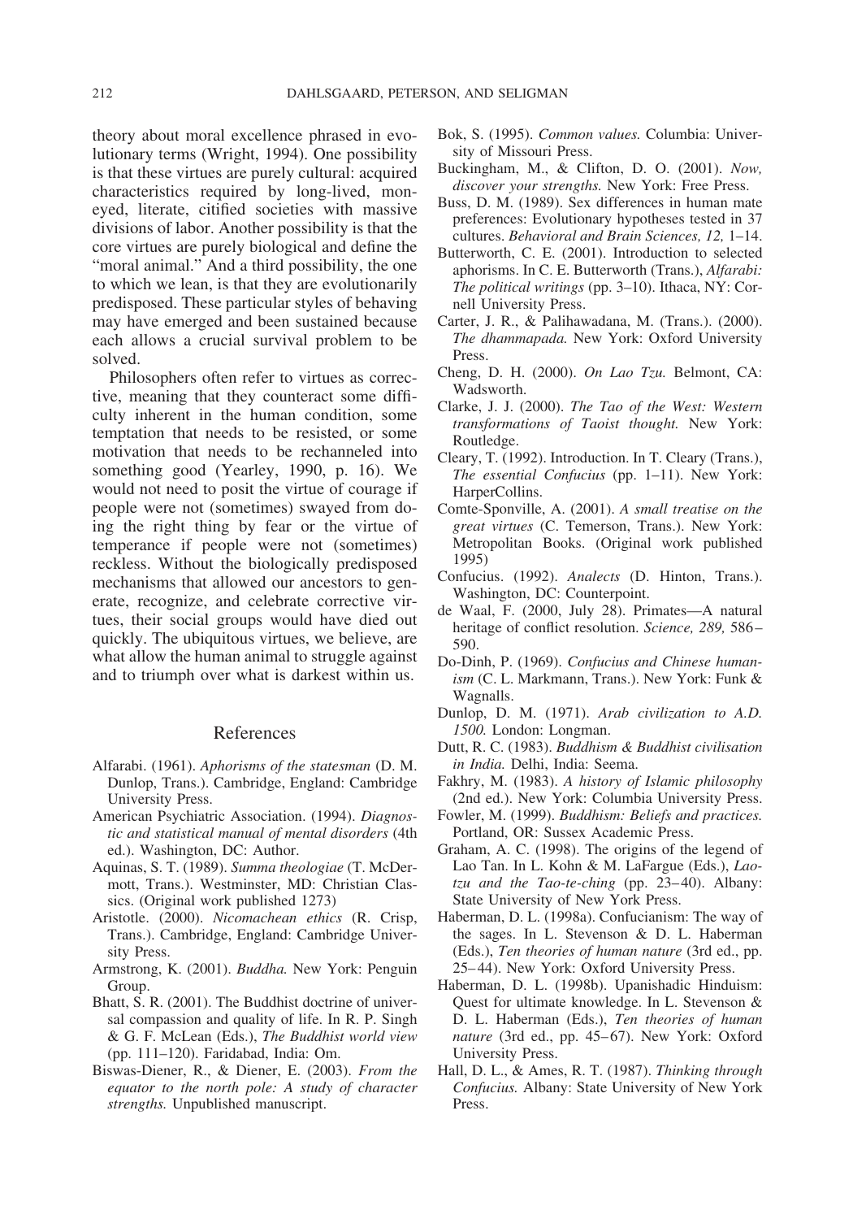theory about moral excellence phrased in evolutionary terms (Wright, 1994). One possibility is that these virtues are purely cultural: acquired characteristics required by long-lived, moneyed, literate, citified societies with massive divisions of labor. Another possibility is that the core virtues are purely biological and define the "moral animal." And a third possibility, the one to which we lean, is that they are evolutionarily predisposed. These particular styles of behaving may have emerged and been sustained because each allows a crucial survival problem to be solved.

Philosophers often refer to virtues as corrective, meaning that they counteract some difficulty inherent in the human condition, some temptation that needs to be resisted, or some motivation that needs to be rechanneled into something good (Yearley, 1990, p. 16). We would not need to posit the virtue of courage if people were not (sometimes) swayed from doing the right thing by fear or the virtue of temperance if people were not (sometimes) reckless. Without the biologically predisposed mechanisms that allowed our ancestors to generate, recognize, and celebrate corrective virtues, their social groups would have died out quickly. The ubiquitous virtues, we believe, are what allow the human animal to struggle against and to triumph over what is darkest within us.

## References

Alfarabi. (1961). *Aphorisms of the statesman* (D. M. Dunlop, Trans.). Cambridge, England: Cambridge University Press.

American Psychiatric Association. (1994). *Diagnostic and statistical manual of mental disorders* (4th ed.). Washington, DC: Author.

Aquinas, S. T. (1989). *Summa theologiae* (T. McDermott, Trans.). Westminster, MD: Christian Classics. (Original work published 1273)

Aristotle. (2000). *Nicomachean ethics* (R. Crisp, Trans.). Cambridge, England: Cambridge University Press.

Armstrong, K. (2001). *Buddha.* New York: Penguin Group.

Bhatt, S. R. (2001). The Buddhist doctrine of universal compassion and quality of life. In R. P. Singh & G. F. McLean (Eds.), *The Buddhist world view* (pp. 111–120). Faridabad, India: Om.

Biswas-Diener, R., & Diener, E. (2003). *From the equator to the north pole: A study of character strengths.* Unpublished manuscript.

Bok, S. (1995). *Common values.* Columbia: University of Missouri Press.

Buckingham, M., & Clifton, D. O. (2001). *Now, discover your strengths.* New York: Free Press.

Buss, D. M. (1989). Sex differences in human mate preferences: Evolutionary hypotheses tested in 37 cultures. *Behavioral and Brain Sciences, 12,* 1–14.

Butterworth, C. E. (2001). Introduction to selected aphorisms. In C. E. Butterworth (Trans.), *Alfarabi: The political writings* (pp. 3–10). Ithaca, NY: Cornell University Press.

Carter, J. R., & Palihawadana, M. (Trans.). (2000). *The dhammapada.* New York: Oxford University Press.

Cheng, D. H. (2000). *On Lao Tzu.* Belmont, CA: Wadsworth.

Clarke, J. J. (2000). *The Tao of the West: Western transformations of Taoist thought.* New York: Routledge.

Cleary, T. (1992). Introduction. In T. Cleary (Trans.), *The essential Confucius* (pp. 1–11). New York: HarperCollins.

Comte-Sponville, A. (2001). *A small treatise on the great virtues* (C. Temerson, Trans.). New York: Metropolitan Books. (Original work published 1995)

Confucius. (1992). *Analects* (D. Hinton, Trans.). Washington, DC: Counterpoint.

de Waal, F. (2000, July 28). Primates—A natural heritage of conflict resolution. *Science, 289,* 586–590.

Do-Dinh, P. (1969). *Confucius and Chinese humanism* (C. L. Markmann, Trans.). New York: Funk & Wagnalls.

Dunlop, D. M. (1971). *Arab civilization to A.D. 1500.* London: Longman.

Dutt, R. C. (1983). *Buddhism & Buddhist civilisation in India.* Delhi, India: Seema.

Fakhry, M. (1983). *A history of Islamic philosophy* (2nd ed.). New York: Columbia University Press.

Fowler, M. (1999). *Buddhism: Beliefs and practices.* Portland, OR: Sussex Academic Press.

Graham, A. C. (1998). The origins of the legend of Lao Tan. In L. Kohn & M. LaFargue (Eds.), *Lao-tzu and the Tao-te-ching* (pp. 23–40). Albany: State University of New York Press.

Haberman, D. L. (1998a). Confucianism: The way of the sages. In L. Stevenson & D. L. Haberman (Eds.), *Ten theories of human nature* (3rd ed., pp. 25–44). New York: Oxford University Press.

Haberman, D. L. (1998b). Upanishadic Hinduism: Quest for ultimate knowledge. In L. Stevenson & D. L. Haberman (Eds.), *Ten theories of human nature* (3rd ed., pp. 45–67). New York: Oxford University Press.

Hall, D. L., & Ames, R. T. (1987). *Thinking through Confucius.* Albany: State University of New York Press.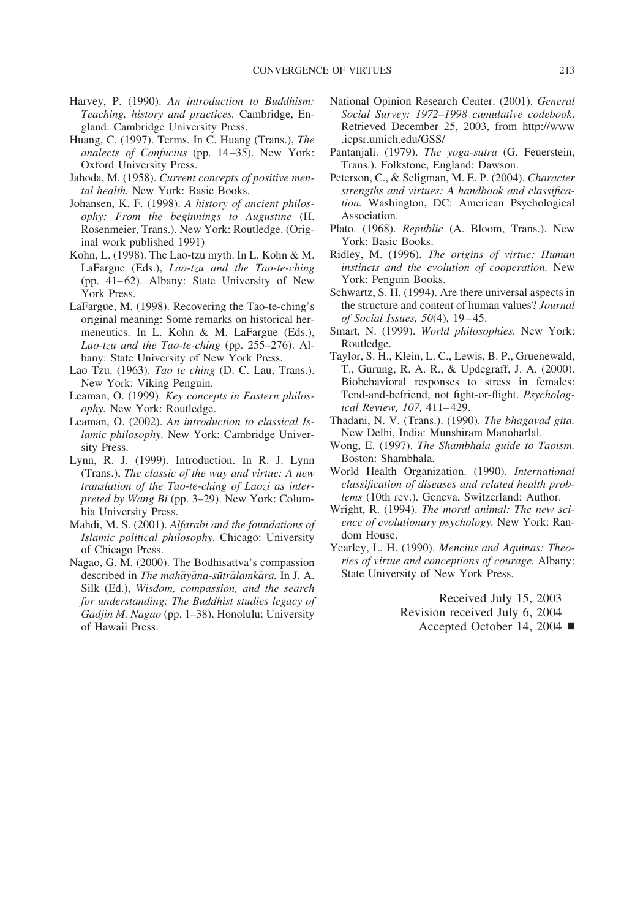Harvey, P. (1990). *An introduction to Buddhism: Teaching, history and practices.* Cambridge, England: Cambridge University Press.

Huang, C. (1997). Terms. In C. Huang (Trans.), *The analects of Confucius* (pp. 14–35). New York: Oxford University Press.

Jahoda, M. (1958). *Current concepts of positive mental health.* New York: Basic Books.

Johansen, K. F. (1998). *A history of ancient philosophy: From the beginnings to Augustine* (H. Rosenmeier, Trans.). New York: Routledge. (Original work published 1991)

Kohn, L. (1998). The Lao-tzu myth. In L. Kohn & M. LaFargue (Eds.), *Lao-tzu and the Tao-te-ching* (pp. 41–62). Albany: State University of New York Press.

LaFargue, M. (1998). Recovering the Tao-te-ching's original meaning: Some remarks on historical hermeneutics. In L. Kohn & M. LaFargue (Eds.), *Lao-tzu and the Tao-te-ching* (pp. 255–276). Albany: State University of New York Press.

Lao Tzu. (1963). *Tao te ching* (D. C. Lau, Trans.). New York: Viking Penguin.

Leaman, O. (1999). *Key concepts in Eastern philosophy.* New York: Routledge.

Leaman, O. (2002). *An introduction to classical Islamic philosophy.* New York: Cambridge University Press.

Lynn, R. J. (1999). Introduction. In R. J. Lynn (Trans.), *The classic of the way and virtue: A new translation of the Tao-te-ching of Laozi as interpreted by Wang Bi* (pp. 3–29). New York: Columbia University Press.

Mahdi, M. S. (2001). *Alfarabi and the foundations of Islamic political philosophy.* Chicago: University of Chicago Press.

Nagao, G. M. (2000). The Bodhisattva's compassion described in *The mahāyāna-sūtrālamkāra.* In J. A. Silk (Ed.), *Wisdom, compassion, and the search for understanding: The Buddhist studies legacy of Gadjin M. Nagao* (pp. 1–38). Honolulu: University of Hawaii Press.

National Opinion Research Center. (2001). *General Social Survey: 1972–1998 cumulative codebook*. Retrieved December 25, 2003, from http://www.icpsr.umich.edu/GSS/

Pantanjali. (1979). *The yoga-sutra* (G. Feuerstein, Trans.). Folkstone, England: Dawson.

Peterson, C., & Seligman, M. E. P. (2004). *Character strengths and virtues: A handbook and classification.* Washington, DC: American Psychological Association.

Plato. (1968). *Republic* (A. Bloom, Trans.). New York: Basic Books.

Ridley, M. (1996). *The origins of virtue: Human instincts and the evolution of cooperation.* New York: Penguin Books.

Schwartz, S. H. (1994). Are there universal aspects in the structure and content of human values? *Journal of Social Issues, 50*(4), 19–45.

Smart, N. (1999). *World philosophies.* New York: Routledge.

Taylor, S. H., Klein, L. C., Lewis, B. P., Gruenewald, T., Gurung, R. A. R., & Updegraff, J. A. (2000). Biobehavioral responses to stress in females: Tend-and-befriend, not fight-or-flight. *Psychological Review, 107,* 411–429.

Thadani, N. V. (Trans.). (1990). *The bhagavad gita.* New Delhi, India: Munshiram Manoharlal.

Wong, E. (1997). *The Shambhala guide to Taoism.* Boston: Shambhala.

World Health Organization. (1990). *International classification of diseases and related health problems* (10th rev.). Geneva, Switzerland: Author.

Wright, R. (1994). *The moral animal: The new science of evolutionary psychology.* New York: Random House.

Yearley, L. H. (1990). *Mencius and Aquinas: Theories of virtue and conceptions of courage.* Albany: State University of New York Press.

Received July 15, 2003
Revision received July 6, 2004
Accepted October 14, 2004 ■